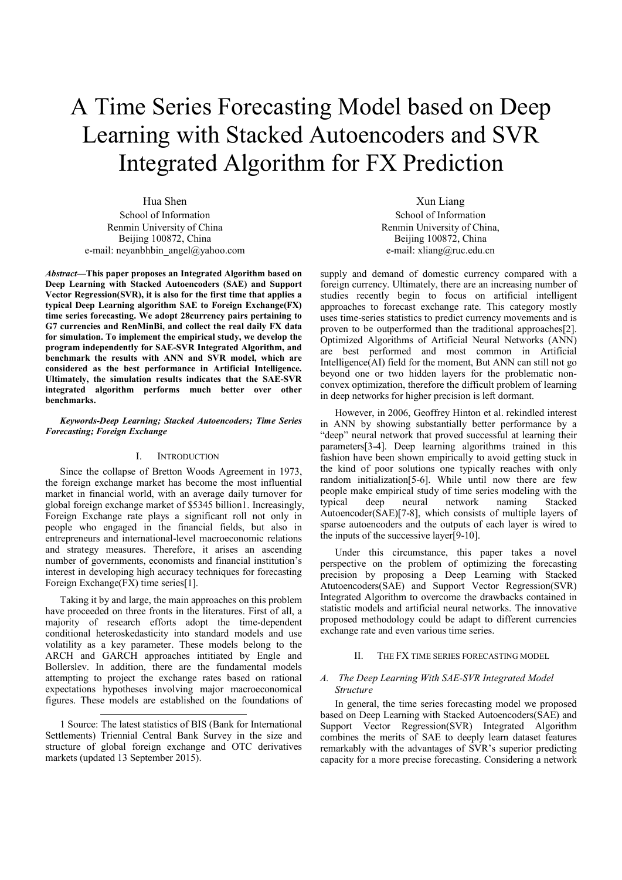# A Time Series Forecasting Model based on Deep Learning with Stacked Autoencoders and SVR Integrated Algorithm for FX Prediction

Hua Shen
School of Information
Renmin University of China
Beijing 100872, China
e-mail: neyanbhbin_angel@yahoo.com

Xun Liang
School of Information
Renmin University of China,
Beijing 100872, China
e-mail: xliang@ruc.edu.cn

***Abstract*—This paper proposes an Integrated Algorithm based on Deep Learning with Stacked Autoencoders (SAE) and Support Vector Regression(SVR), it is also for the first time that applies a typical Deep Learning algorithm SAE to Foreign Exchange(FX) time series forecasting. We adopt 28currency pairs pertaining to G7 currencies and RenMinBi, and collect the real daily FX data for simulation. To implement the empirical study, we develop the program independently for SAE-SVR Integrated Algorithm, and benchmark the results with ANN and SVR model, which are considered as the best performance in Artificial Intelligence. Ultimately, the simulation results indicates that the SAE-SVR integrated algorithm performs much better over other benchmarks.**

***Keywords-Deep Learning; Stacked Autoencoders; Time Series Forecasting; Foreign Exchange***

## I. INTRODUCTION

Since the collapse of Bretton Woods Agreement in 1973, the foreign exchange market has become the most influential market in financial world, with an average daily turnover for global foreign exchange market of $5345 billion1. Increasingly, Foreign Exchange rate plays a significant roll not only in people who engaged in the financial fields, but also in entrepreneurs and international-level macroeconomic relations and strategy measures. Therefore, it arises an ascending number of governments, economists and financial institution's interest in developing high accuracy techniques for forecasting Foreign Exchange(FX) time series[1].

Taking it by and large, the main approaches on this problem have proceeded on three fronts in the literatures. First of all, a majority of research efforts adopt the time-dependent conditional heteroskedasticity into standard models and use volatility as a key parameter. These models belong to the ARCH and GARCH approaches intitiated by Engle and Bollerslev. In addition, there are the fundamental models attempting to project the exchange rates based on rational expectations hypotheses involving major macroeconomical figures. These models are established on the foundations of supply and demand of domestic currency compared with a foreign currency. Ultimately, there are an increasing number of studies recently begin to focus on artificial intelligent approaches to forecast exchange rate. This category mostly uses time-series statistics to predict currency movements and is proven to be outperformed than the traditional approaches[2]. Optimized Algorithms of Artificial Neural Networks (ANN) are best performed and most common in Artificial Intelligence(AI) field for the moment, But ANN can still not go beyond one or two hidden layers for the problematic non-convex optimization, therefore the difficult problem of learning in deep networks for higher precision is left dormant.

However, in 2006, Geoffrey Hinton et al. rekindled interest in ANN by showing substantially better performance by a "deep" neural network that proved successful at learning their parameters[3-4]. Deep learning algorithms trained in this fashion have been shown empirically to avoid getting stuck in the kind of poor solutions one typically reaches with only random initialization[5-6]. While until now there are few people make empirical study of time series modeling with the typical deep neural network naming Stacked Autoencoder(SAE)[7-8], which consists of multiple layers of sparse autoencoders and the outputs of each layer is wired to the inputs of the successive layer[9-10].

Under this circumstance, this paper takes a novel perspective on the problem of optimizing the forecasting precision by proposing a Deep Learning with Stacked Atutoencoders(SAE) and Support Vector Regression(SVR) Integrated Algorithm to overcome the drawbacks contained in statistic models and artificial neural networks. The innovative proposed methodology could be adapt to different currencies exchange rate and even various time series.

## II. THE FX TIME SERIES FORECASTING MODEL

### *A. The Deep Learning With SAE-SVR Integrated Model Structure*

In general, the time series forecasting model we proposed based on Deep Learning with Stacked Autoencoders(SAE) and Support Vector Regression(SVR) Integrated Algorithm combines the merits of SAE to deeply learn dataset features remarkably with the advantages of SVR's superior predicting capacity for a more precise forecasting. Considering a network

---

1 Source: The latest statistics of BIS (Bank for International Settlements) Triennial Central Bank Survey in the size and structure of global foreign exchange and OTC derivatives markets (updated 13 September 2015).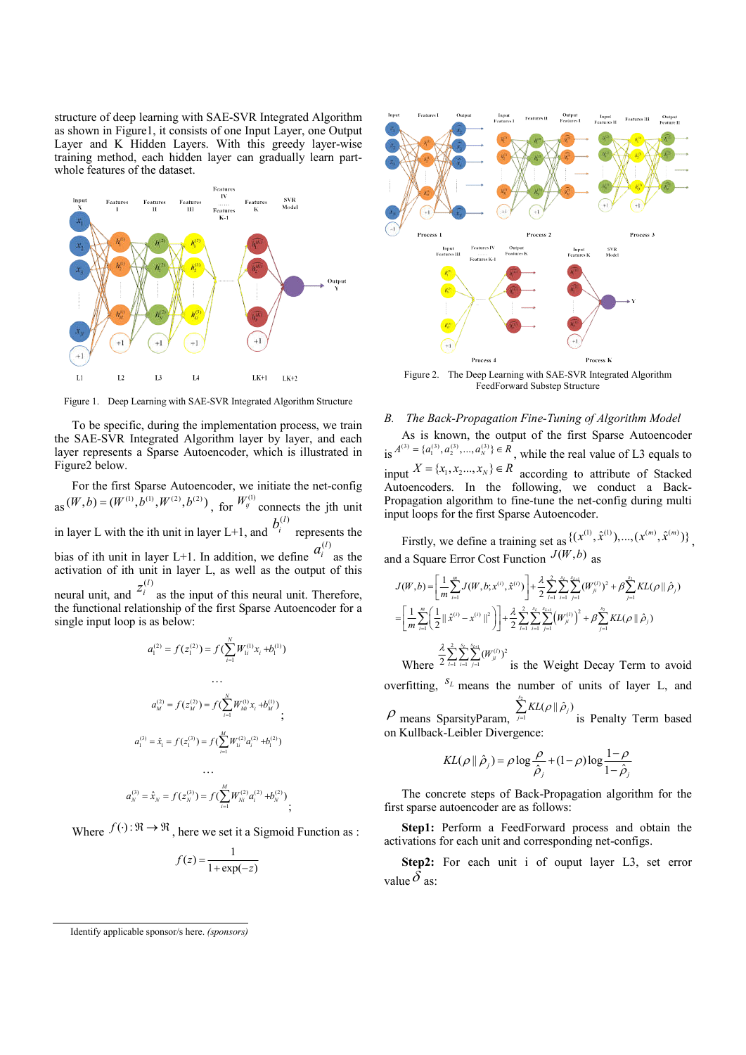structure of deep learning with SAE-SVR Integrated Algorithm as shown in Figure1, it consists of one Input Layer, one Output Layer and K Hidden Layers. With this greedy layer-wise training method, each hidden layer can gradually learn part-whole features of the dataset.

Figure 1. Deep Learning with SAE-SVR Integrated Algorithm Structure

To be specific, during the implementation process, we train the SAE-SVR Integrated Algorithm layer by layer, and each layer represents a Sparse Autoencoder, which is illustrated in Figure2 below.

For the first Sparse Autoencoder, we initiate the net-config as $(W,b)=(W^{(1)},b^{(1)},W^{(2)},b^{(2)})$, for $W_{ij}^{(l)}$ connects the jth unit in layer L with the ith unit in layer L+1, and $b_i^{(l)}$ represents the bias of ith unit in layer L+1. In addition, we define $a_i^{(l)}$ as the activation of ith unit in layer L, as well as the output of this neural unit, and $z_i^{(l)}$ as the input of this neural unit. Therefore, the functional relationship of the first Sparse Autoencoder for a single input loop is as below:

$$a_1^{(2)} = f(z_1^{(2)}) = f(\sum_{i=1}^{N} W_{1i}^{(1)} x_i + b_1^{(1)})$$

$$\dots$$

$$a_M^{(2)} = f(z_M^{(2)}) = f(\sum_{i=1}^{N} W_{Mi}^{(1)} x_i + b_M^{(1)});$$

$$a_1^{(3)} = \hat{x}_1 = f(z_1^{(3)}) = f(\sum_{i=1}^{M} W_{1i}^{(2)} a_i^{(2)} + b_1^{(2)})$$

$$\dots$$

$$a_N^{(3)} = \hat{x}_N = f(z_N^{(3)}) = f(\sum_{i=1}^{M} W_{Ni}^{(2)} a_i^{(2)} + b_N^{(2)});$$

Where $f(\cdot):\Re \to \Re$, here we set it a Sigmoid Function as :

$$f(z) = \frac{1}{1+\exp(-z)}$$

Figure 2. The Deep Learning with SAE-SVR Integrated Algorithm FeedForward Substep Structure

## B. *The Back-Propagation Fine-Tuning of Algorithm Model*

As is known, the output of the first Sparse Autoencoder is $A^{(3)} = \{a_1^{(3)}, a_2^{(3)}, ..., a_N^{(3)}\} \in R$, while the real value of L3 equals to input $X = \{x_1, x_2 ..., x_N\} \in R$ according to attribute of Stacked Autoencoders. In the following, we conduct a Back-Propagation algorithm to fine-tune the net-config during multi input loops for the first Sparse Autoencoder.

Firstly, we define a training set as $\{(x^{(1)},\hat{x}^{(1)}),...,(x^{(m)},\hat{x}^{(m)})\}$, and a Square Error Cost Function $J(W,b)$ as

$$J(W,b) = \left[\frac{1}{m}\sum_{i=1}^{m} J(W,b;x^{(i)},\hat{x}^{(i)})\right] + \frac{\lambda}{2}\sum_{l=1}^{2}\sum_{i=1}^{s_l}\sum_{j=1}^{s_{l+1}}(W_{ji}^{(l)})^2 + \beta\sum_{j=1}^{s_2} KL(\rho \| \hat{\rho}_j)$$

$$= \left[\frac{1}{m}\sum_{i=1}^{m}\left(\frac{1}{2}\|\hat{x}^{(i)} - x^{(i)}\|^2\right)\right] + \frac{\lambda}{2}\sum_{l=1}^{2}\sum_{i=1}^{s_l}\sum_{j=1}^{s_{l+1}}\left(W_{ji}^{(l)}\right)^2 + \beta\sum_{j=1}^{s_2} KL(\rho \| \hat{\rho}_j)$$

Where $\frac{\lambda}{2}\sum_{l=1}^{2}\sum_{i=1}^{s_l}\sum_{j=1}^{s_{l+1}}(W_{ji}^{(l)})^2$ is the Weight Decay Term to avoid overfitting, $s_L$ means the number of units of layer L, and $\rho$ means SparsityParam, $\sum_{j=1}^{s_2} KL(\rho \| \hat{\rho}_j)$ is Penalty Term based on Kullback-Leibler Divergence:

$$KL(\rho \| \hat{\rho}_j) = \rho \log\frac{\rho}{\hat{\rho}_j} + (1-\rho)\log\frac{1-\rho}{1-\hat{\rho}_j}$$

The concrete steps of Back-Propagation algorithm for the first sparse autoencoder are as follows:

**Step1:** Perform a FeedForward process and obtain the activations for each unit and corresponding net-configs.

**Step2:** For each unit i of ouput layer L3, set error value $\delta$ as:

Identify applicable sponsor/s here. *(sponsors)*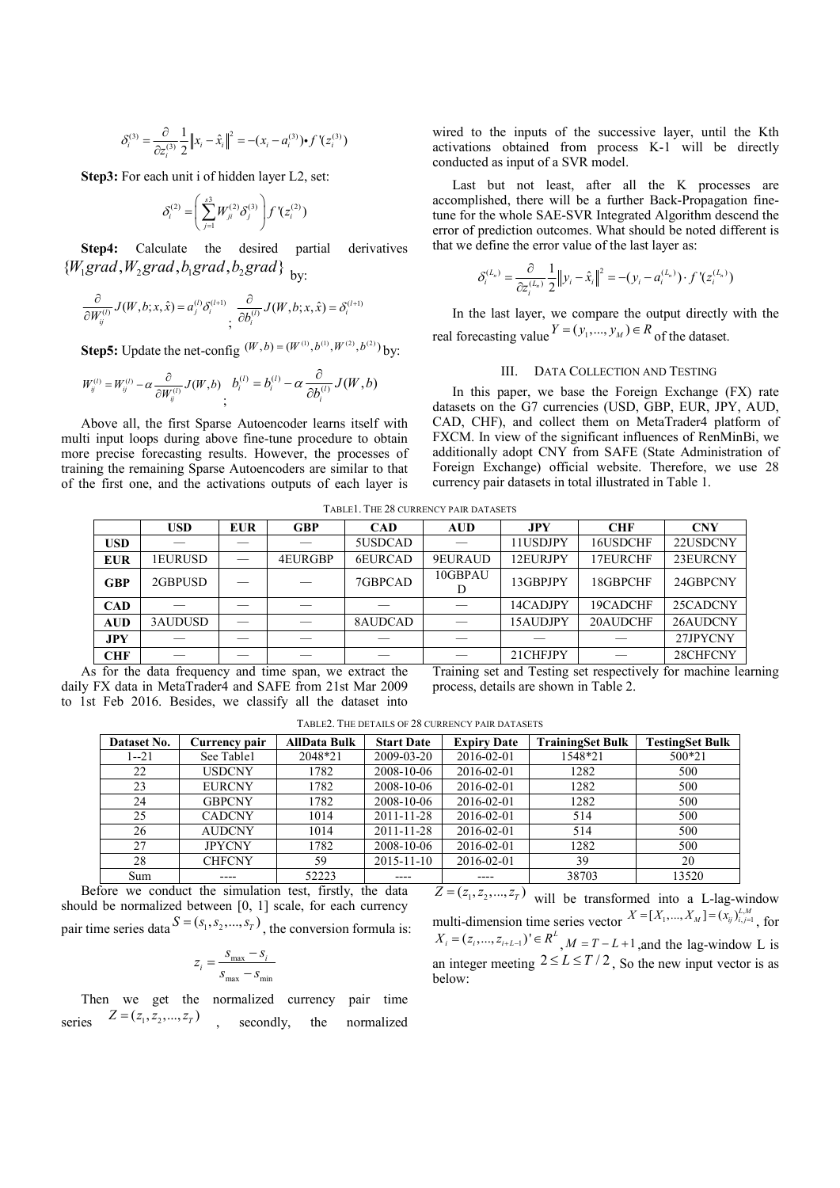$$\delta_i^{(3)} = \frac{\partial}{\partial z_i^{(3)}} \frac{1}{2} \left\| x_i - \hat{x}_i \right\|^2 = -(x_i - a_i^{(3)}) \bullet f'(z_i^{(3)})$$

**Step3:** For each unit i of hidden layer L2, set:

$$\delta_i^{(2)} = \left( \sum_{j=1}^{s3} W_{ji}^{(2)} \delta_j^{(3)} \right) f'(z_i^{(2)})$$

**Step4:** Calculate the desired partial derivatives $\{W_1grad, W_2grad, b_1grad, b_2grad\}$ by:

$$\frac{\partial}{\partial W_{ij}^{(l)}} J(W,b;x,\hat{x}) = a_j^{(l)} \delta_i^{(l+1)} ; \quad \frac{\partial}{\partial b_i^{(l)}} J(W,b;x,\hat{x}) = \delta_i^{(l+1)}$$

**Step5:** Update the net-config $(W,b) = (W^{(1)}, b^{(1)}, W^{(2)}, b^{(2)})$ by:

$$W_{ij}^{(l)} = W_{ij}^{(l)} - \alpha \frac{\partial}{\partial W_{ij}^{(l)}} J(W,b) ; \quad b_i^{(l)} = b_i^{(l)} - \alpha \frac{\partial}{\partial b_i^{(l)}} J(W,b)$$

Above all, the first Sparse Autoencoder learns itself with multi input loops during above fine-tune procedure to obtain more precise forecasting results. However, the processes of training the remaining Sparse Autoencoders are similar to that of the first one, and the activations outputs of each layer is wired to the inputs of the successive layer, until the Kth activations obtained from process K-1 will be directly conducted as input of a SVR model.

Last but not least, after all the K processes are accomplished, there will be a further Back-Propagation fine-tune for the whole SAE-SVR Integrated Algorithm descend the error of prediction outcomes. What should be noted different is that we define the error value of the last layer as:

$$\delta_i^{(L_n)} = \frac{\partial}{\partial z_i^{(L_n)}} \frac{1}{2} \left\| y_i - \hat{x}_i \right\|^2 = -(y_i - a_i^{(L_n)}) \cdot f'(z_i^{(L_n)})$$

In the last layer, we compare the output directly with the real forecasting value $Y = (y_1, ..., y_M) \in R$ of the dataset.

## III. Data Collection and Testing

In this paper, we base the Foreign Exchange (FX) rate datasets on the G7 currencies (USD, GBP, EUR, JPY, AUD, CAD, CHF), and collect them on MetaTrader4 platform of FXCM. In view of the significant influences of RenMinBi, we additionally adopt CNY from SAFE (State Administration of Foreign Exchange) official website. Therefore, we use 28 currency pair datasets in total illustrated in Table 1.

TABLE1. THE 28 CURRENCY PAIR DATASETS

| | USD | EUR | GBP | CAD | AUD | JPY | CHF | CNY |
|---|---|---|---|---|---|---|---|---|
| **USD** | — | — | — | 5USDCAD | — | 11USDJPY | 16USDCHF | 22USDCNY |
| **EUR** | 1EURUSD | — | 4EURGBP | 6EURCAD | 9EURAUD | 12EURJPY | 17EURCHF | 23EURCNY |
| **GBP** | 2GBPUSD | — | — | 7GBPCAD | 10GBPAUD | 13GBPJPY | 18GBPCHF | 24GBPCNY |
| **CAD** | — | — | — | — | — | 14CADJPY | 19CADCHF | 25CADCNY |
| **AUD** | 3AUDUSD | — | — | 8AUDCAD | — | 15AUDJPY | 20AUDCHF | 26AUDCNY |
| **JPY** | — | — | — | — | — | — | — | 27JPYCNY |
| **CHF** | — | — | — | — | — | 21CHFJPY | — | 28CHFCNY |

As for the data frequency and time span, we extract the daily FX data in MetaTrader4 and SAFE from 21st Mar 2009 to 1st Feb 2016. Besides, we classify all the dataset into Training set and Testing set respectively for machine learning process, details are shown in Table 2.

TABLE2. THE DETAILS OF 28 CURRENCY PAIR DATASETS

| Dataset No. | Currency pair | AllData Bulk | Start Date | Expiry Date | TrainingSet Bulk | TestingSet Bulk |
|---|---|---|---|---|---|---|
| 1--21 | See Table1 | 2048*21 | 2009-03-20 | 2016-02-01 | 1548*21 | 500*21 |
| 22 | USDCNY | 1782 | 2008-10-06 | 2016-02-01 | 1282 | 500 |
| 23 | EURCNY | 1782 | 2008-10-06 | 2016-02-01 | 1282 | 500 |
| 24 | GBPCNY | 1782 | 2008-10-06 | 2016-02-01 | 1282 | 500 |
| 25 | CADCNY | 1014 | 2011-11-28 | 2016-02-01 | 514 | 500 |
| 26 | AUDCNY | 1014 | 2011-11-28 | 2016-02-01 | 514 | 500 |
| 27 | JPYCNY | 1782 | 2008-10-06 | 2016-02-01 | 1282 | 500 |
| 28 | CHFCNY | 59 | 2015-11-10 | 2016-02-01 | 39 | 20 |
| Sum | ---- | 52223 | ---- | ---- | 38703 | 13520 |

Before we conduct the simulation test, firstly, the data should be normalized between [0, 1] scale, for each currency pair time series data $S = (s_1, s_2, ..., s_T)$, the conversion formula is:

$$z_i = \frac{s_{\max} - s_i}{s_{\max} - s_{\min}}$$

Then we get the normalized currency pair time series $Z = (z_1, z_2, ..., z_T)$, secondly, the normalized $Z = (z_1, z_2, ..., z_T)$ will be transformed into a L-lag-window multi-dimension time series vector $X = [X_1, ..., X_M] = (x_{ij})_{i,j=1}^{L,M}$, for $X_i = (z_i, ..., z_{i+L-1})' \in R^L$, $M = T - L + 1$, and the lag-window L is an integer meeting $2 \le L \le T/2$, So the new input vector is as below: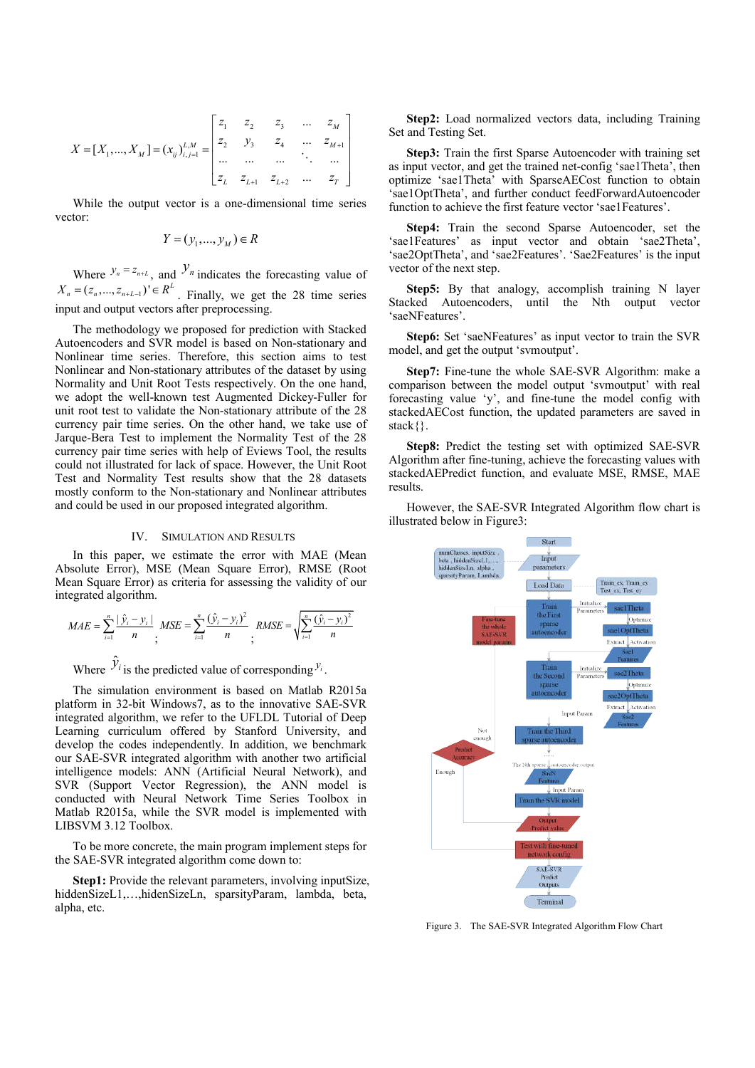$$X = [X_1, ..., X_M] = (x_{ij})_{i,j=1}^{L,M} = \begin{bmatrix} z_1 & z_2 & z_3 & \cdots & z_M \\ z_2 & y_3 & z_4 & \cdots & z_{M+1} \\ \cdots & \cdots & \cdots & \ddots & \cdots \\ z_L & z_{L+1} & z_{L+2} & \cdots & z_T \end{bmatrix}$$

While the output vector is a one-dimensional time series vector:

$$Y = (y_1, ..., y_M) \in R$$

Where $y_n = z_{n+L}$, and $y_n$ indicates the forecasting value of $X_n = (z_n, ..., z_{n+L-1})' \in R^L$. Finally, we get the 28 time series input and output vectors after preprocessing.

The methodology we proposed for prediction with Stacked Autoencoders and SVR model is based on Non-stationary and Nonlinear time series. Therefore, this section aims to test Nonlinear and Non-stationary attributes of the dataset by using Normality and Unit Root Tests respectively. On the one hand, we adopt the well-known test Augmented Dickey-Fuller for unit root test to validate the Non-stationary attribute of the 28 currency pair time series. On the other hand, we take use of Jarque-Bera Test to implement the Normality Test of the 28 currency pair time series with help of Eviews Tool, the results could not illustrated for lack of space. However, the Unit Root Test and Normality Test results show that the 28 datasets mostly conform to the Non-stationary and Nonlinear attributes and could be used in our proposed integrated algorithm.

## IV. Simulation and Results

In this paper, we estimate the error with MAE (Mean Absolute Error), MSE (Mean Square Error), RMSE (Root Mean Square Error) as criteria for assessing the validity of our integrated algorithm.

$$MAE = \sum_{i=1}^{n} \frac{|\hat{y}_i - y_i|}{n}; \quad MSE = \sum_{i=1}^{n} \frac{(\hat{y}_i - y_i)^2}{n}; \quad RMSE = \sqrt{\sum_{i=1}^{n} \frac{(\hat{y}_i - y_i)^2}{n}}$$

Where $\hat{y}_i$ is the predicted value of corresponding $y_i$.

The simulation environment is based on Matlab R2015a platform in 32-bit Windows7, as to the innovative SAE-SVR integrated algorithm, we refer to the UFLDL Tutorial of Deep Learning curriculum offered by Stanford University, and develop the codes independently. In addition, we benchmark our SAE-SVR integrated algorithm with another two artificial intelligence models: ANN (Artificial Neural Network), and SVR (Support Vector Regression), the ANN model is conducted with Neural Network Time Series Toolbox in Matlab R2015a, while the SVR model is implemented with LIBSVM 3.12 Toolbox.

To be more concrete, the main program implement steps for the SAE-SVR integrated algorithm come down to:

**Step1:** Provide the relevant parameters, involving inputSize, hiddenSizeL1,…,hidenSizeLn, sparsityParam, lambda, beta, alpha, etc.

**Step2:** Load normalized vectors data, including Training Set and Testing Set.

**Step3:** Train the first Sparse Autoencoder with training set as input vector, and get the trained net-config 'sae1Theta', then optimize 'sae1Theta' with SparseAECost function to obtain 'sae1OptTheta', and further conduct feedForwardAutoencoder function to achieve the first feature vector 'sae1Features'.

**Step4:** Train the second Sparse Autoencoder, set the 'sae1Features' as input vector and obtain 'sae2Theta', 'sae2OptTheta', and 'sae2Features'. 'Sae2Features' is the input vector of the next step.

**Step5:** By that analogy, accomplish training N layer Stacked Autoencoders, until the Nth output vector 'saeNFeatures'.

**Step6:** Set 'saeNFeatures' as input vector to train the SVR model, and get the output 'svmoutput'.

**Step7:** Fine-tune the whole SAE-SVR Algorithm: make a comparison between the model output 'svmoutput' with real forecasting value 'y', and fine-tune the model config with stackedAECost function, the updated parameters are saved in stack{}.

**Step8:** Predict the testing set with optimized SAE-SVR Algorithm after fine-tuning, achieve the forecasting values with stackedAEPredict function, and evaluate MSE, RMSE, MAE results.

However, the SAE-SVR Integrated Algorithm flow chart is illustrated below in Figure3:

Figure 3. The SAE-SVR Integrated Algorithm Flow Chart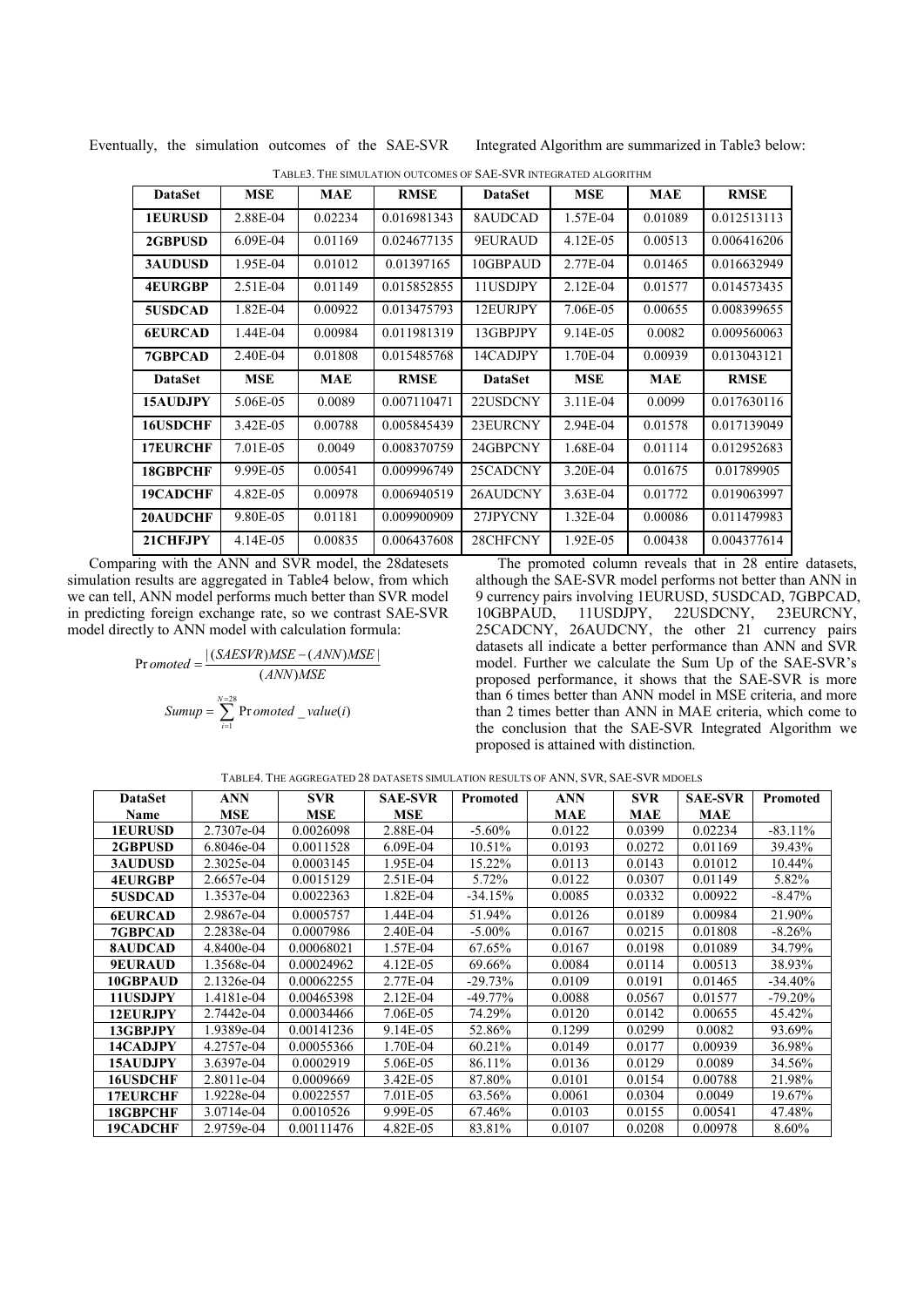Eventually, the simulation outcomes of the SAE-SVR Integrated Algorithm are summarized in Table3 below:

TABLE3. THE SIMULATION OUTCOMES OF SAE-SVR INTEGRATED ALGORITHM

| DataSet | MSE | MAE | RMSE | DataSet | MSE | MAE | RMSE |
|---|---|---|---|---|---|---|---|
| 1EURUSD | 2.88E-04 | 0.02234 | 0.016981343 | 8AUDCAD | 1.57E-04 | 0.01089 | 0.012513113 |
| 2GBPUSD | 6.09E-04 | 0.01169 | 0.024677135 | 9EURAUD | 4.12E-05 | 0.00513 | 0.006416206 |
| 3AUDUSD | 1.95E-04 | 0.01012 | 0.01397165 | 10GBPAUD | 2.77E-04 | 0.01465 | 0.016632949 |
| 4EURGBP | 2.51E-04 | 0.01149 | 0.015852855 | 11USDJPY | 2.12E-04 | 0.01577 | 0.014573435 |
| 5USDCAD | 1.82E-04 | 0.00922 | 0.013475793 | 12EURJPY | 7.06E-05 | 0.00655 | 0.008399655 |
| 6EURCAD | 1.44E-04 | 0.00984 | 0.011981319 | 13GBPJPY | 9.14E-05 | 0.0082 | 0.009560063 |
| 7GBPCAD | 2.40E-04 | 0.01808 | 0.015485768 | 14CADJPY | 1.70E-04 | 0.00939 | 0.013043121 |
| **DataSet** | **MSE** | **MAE** | **RMSE** | **DataSet** | **MSE** | **MAE** | **RMSE** |
| 15AUDJPY | 5.06E-05 | 0.0089 | 0.007110471 | 22USDCNY | 3.11E-04 | 0.0099 | 0.017630116 |
| 16USDCHF | 3.42E-05 | 0.00788 | 0.005845439 | 23EURCNY | 2.94E-04 | 0.01578 | 0.017139049 |
| 17EURCHF | 7.01E-05 | 0.0049 | 0.008370759 | 24GBPCNY | 1.68E-04 | 0.01114 | 0.012952683 |
| 18GBPCHF | 9.99E-05 | 0.00541 | 0.009996749 | 25CADCNY | 3.20E-04 | 0.01675 | 0.01789905 |
| 19CADCHF | 4.82E-05 | 0.00978 | 0.006940519 | 26AUDCNY | 3.63E-04 | 0.01772 | 0.019063997 |
| 20AUDCHF | 9.80E-05 | 0.01181 | 0.009900909 | 27JPYCNY | 1.32E-04 | 0.00086 | 0.011479983 |
| 21CHFJPY | 4.14E-05 | 0.00835 | 0.006437608 | 28CHFCNY | 1.92E-05 | 0.00438 | 0.004377614 |

Comparing with the ANN and SVR model, the 28datesets simulation results are aggregated in Table4 below, from which we can tell, ANN model performs much better than SVR model in predicting foreign exchange rate, so we contrast SAE-SVR model directly to ANN model with calculation formula:

$$Promoted = \frac{|(SAESVR)MSE - (ANN)MSE|}{(ANN)MSE}$$

$$Sumup = \sum_{i=1}^{N=28} Promoted\_value(i)$$

The promoted column reveals that in 28 entire datasets, although the SAE-SVR model performs not better than ANN in 9 currency pairs involving 1EURUSD, 5USDCAD, 7GBPCAD, 10GBPAUD, 11USDJPY, 22USDCNY, 23EURCNY, 25CADCNY, 26AUDCNY, the other 21 currency pairs datasets all indicate a better performance than ANN and SVR model. Further we calculate the Sum Up of the SAE-SVR's proposed performance, it shows that the SAE-SVR is more than 6 times better than ANN model in MSE criteria, and more than 2 times better than ANN in MAE criteria, which come to the conclusion that the SAE-SVR Integrated Algorithm we proposed is attained with distinction.

TABLE4. THE AGGREGATED 28 DATASETS SIMULATION RESULTS OF ANN, SVR, SAE-SVR MDOELS

| DataSet Name | ANN MSE | SVR MSE | SAE-SVR MSE | Promoted | ANN MAE | SVR MAE | SAE-SVR MAE | Promoted |
|---|---|---|---|---|---|---|---|---|
| 1EURUSD | 2.7307e-04 | 0.0026098 | 2.88E-04 | -5.60% | 0.0122 | 0.0399 | 0.02234 | -83.11% |
| 2GBPUSD | 6.8046e-04 | 0.0011528 | 6.09E-04 | 10.51% | 0.0193 | 0.0272 | 0.01169 | 39.43% |
| 3AUDUSD | 2.3025e-04 | 0.0003145 | 1.95E-04 | 15.22% | 0.0113 | 0.0143 | 0.01012 | 10.44% |
| 4EURGBP | 2.6657e-04 | 0.0015129 | 2.51E-04 | 5.72% | 0.0122 | 0.0307 | 0.01149 | 5.82% |
| 5USDCAD | 1.3537e-04 | 0.0022363 | 1.82E-04 | -34.15% | 0.0085 | 0.0332 | 0.00922 | -8.47% |
| 6EURCAD | 2.9867e-04 | 0.0005757 | 1.44E-04 | 51.94% | 0.0126 | 0.0189 | 0.00984 | 21.90% |
| 7GBPCAD | 2.2838e-04 | 0.0007986 | 2.40E-04 | -5.00% | 0.0167 | 0.0215 | 0.01808 | -8.26% |
| 8AUDCAD | 4.8400e-04 | 0.00068021 | 1.57E-04 | 67.65% | 0.0167 | 0.0198 | 0.01089 | 34.79% |
| 9EURAUD | 1.3568e-04 | 0.00024962 | 4.12E-05 | 69.66% | 0.0084 | 0.0114 | 0.00513 | 38.93% |
| 10GBPAUD | 2.1326e-04 | 0.00062255 | 2.77E-04 | -29.73% | 0.0109 | 0.0191 | 0.01465 | -34.40% |
| 11USDJPY | 1.4181e-04 | 0.00465398 | 2.12E-04 | -49.77% | 0.0088 | 0.0567 | 0.01577 | -79.20% |
| 12EURJPY | 2.7442e-04 | 0.00034466 | 7.06E-05 | 74.29% | 0.0120 | 0.0142 | 0.00655 | 45.42% |
| 13GBPJPY | 1.9389e-04 | 0.00141236 | 9.14E-05 | 52.86% | 0.1299 | 0.0299 | 0.0082 | 93.69% |
| 14CADJPY | 4.2757e-04 | 0.00055366 | 1.70E-04 | 60.21% | 0.0149 | 0.0177 | 0.00939 | 36.98% |
| 15AUDJPY | 3.6397e-04 | 0.0002919 | 5.06E-05 | 86.11% | 0.0136 | 0.0129 | 0.0089 | 34.56% |
| 16USDCHF | 2.8011e-04 | 0.0009669 | 3.42E-05 | 87.80% | 0.0101 | 0.0154 | 0.00788 | 21.98% |
| 17EURCHF | 1.9228e-04 | 0.0022557 | 7.01E-05 | 63.56% | 0.0061 | 0.0304 | 0.0049 | 19.67% |
| 18GBPCHF | 3.0714e-04 | 0.0010526 | 9.99E-05 | 67.46% | 0.0103 | 0.0155 | 0.00541 | 47.48% |
| 19CADCHF | 2.9759e-04 | 0.00111476 | 4.82E-05 | 83.81% | 0.0107 | 0.0208 | 0.00978 | 8.60% |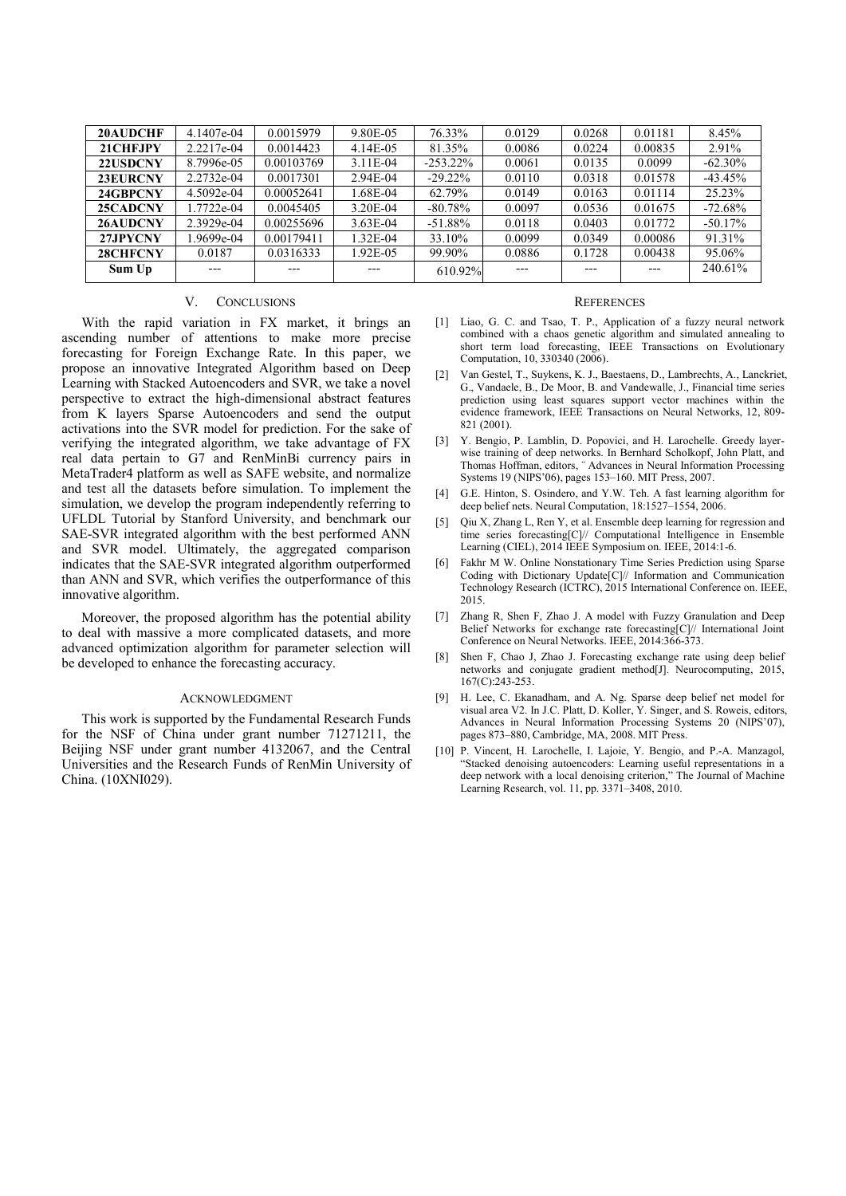| | | | | | | | | |
|---|---|---|---|---|---|---|---|---|
| **20AUDCHF** | 4.1407e-04 | 0.0015979 | 9.80E-05 | 76.33% | 0.0129 | 0.0268 | 0.01181 | 8.45% |
| **21CHFJPY** | 2.2217e-04 | 0.0014423 | 4.14E-05 | 81.35% | 0.0086 | 0.0224 | 0.00835 | 2.91% |
| **22USDCNY** | 8.7996e-05 | 0.00103769 | 3.11E-04 | -253.22% | 0.0061 | 0.0135 | 0.0099 | -62.30% |
| **23EURCNY** | 2.2732e-04 | 0.0017301 | 2.94E-04 | -29.22% | 0.0110 | 0.0318 | 0.01578 | -43.45% |
| **24GBPCNY** | 4.5092e-04 | 0.00052641 | 1.68E-04 | 62.79% | 0.0149 | 0.0163 | 0.01114 | 25.23% |
| **25CADCNY** | 1.7722e-04 | 0.0045405 | 3.20E-04 | -80.78% | 0.0097 | 0.0536 | 0.01675 | -72.68% |
| **26AUDCNY** | 2.3929e-04 | 0.00255696 | 3.63E-04 | -51.88% | 0.0118 | 0.0403 | 0.01772 | -50.17% |
| **27JPYCNY** | 1.9699e-04 | 0.00179411 | 1.32E-04 | 33.10% | 0.0099 | 0.0349 | 0.00086 | 91.31% |
| **28CHFCNY** | 0.0187 | 0.0316333 | 1.92E-05 | 99.90% | 0.0886 | 0.1728 | 0.00438 | 95.06% |
| **Sum Up** | --- | --- | --- | 610.92% | --- | --- | --- | 240.61% |

## V. Conclusions

With the rapid variation in FX market, it brings an ascending number of attentions to make more precise forecasting for Foreign Exchange Rate. In this paper, we propose an innovative Integrated Algorithm based on Deep Learning with Stacked Autoencoders and SVR, we take a novel perspective to extract the high-dimensional abstract features from K layers Sparse Autoencoders and send the output activations into the SVR model for prediction. For the sake of verifying the integrated algorithm, we take advantage of FX real data pertain to G7 and RenMinBi currency pairs in MetaTrader4 platform as well as SAFE website, and normalize and test all the datasets before simulation. To implement the simulation, we develop the program independently referring to UFLDL Tutorial by Stanford University, and benchmark our SAE-SVR integrated algorithm with the best performed ANN and SVR model. Ultimately, the aggregated comparison indicates that the SAE-SVR integrated algorithm outperformed than ANN and SVR, which verifies the outperformance of this innovative algorithm.

Moreover, the proposed algorithm has the potential ability to deal with massive a more complicated datasets, and more advanced optimization algorithm for parameter selection will be developed to enhance the forecasting accuracy.

## Acknowledgment

This work is supported by the Fundamental Research Funds for the NSF of China under grant number 71271211, the Beijing NSF under grant number 4132067, and the Central Universities and the Research Funds of RenMin University of China. (10XNI029).

## References

[1] Liao, G. C. and Tsao, T. P., Application of a fuzzy neural network combined with a chaos genetic algorithm and simulated annealing to short term load forecasting, IEEE Transactions on Evolutionary Computation, 10, 330340 (2006).

[2] Van Gestel, T., Suykens, K. J., Baestaens, D., Lambrechts, A., Lanckriet, G., Vandaele, B., De Moor, B. and Vandewalle, J., Financial time series prediction using least squares support vector machines within the evidence framework, IEEE Transactions on Neural Networks, 12, 809-821 (2001).

[3] Y. Bengio, P. Lamblin, D. Popovici, and H. Larochelle. Greedy layer-wise training of deep networks. In Bernhard Scholkopf, John Platt, and Thomas Hoffman, editors, ¨ Advances in Neural Information Processing Systems 19 (NIPS'06), pages 153–160. MIT Press, 2007.

[4] G.E. Hinton, S. Osindero, and Y.W. Teh. A fast learning algorithm for deep belief nets. Neural Computation, 18:1527–1554, 2006.

[5] Qiu X, Zhang L, Ren Y, et al. Ensemble deep learning for regression and time series forecasting[C]// Computational Intelligence in Ensemble Learning (CIEL), 2014 IEEE Symposium on. IEEE, 2014:1-6.

[6] Fakhr M W. Online Nonstationary Time Series Prediction using Sparse Coding with Dictionary Update[C]// Information and Communication Technology Research (ICTRC), 2015 International Conference on. IEEE, 2015.

[7] Zhang R, Shen F, Zhao J. A model with Fuzzy Granulation and Deep Belief Networks for exchange rate forecasting[C]// International Joint Conference on Neural Networks. IEEE, 2014:366-373.

[8] Shen F, Chao J, Zhao J. Forecasting exchange rate using deep belief networks and conjugate gradient method[J]. Neurocomputing, 2015, 167(C):243-253.

[9] H. Lee, C. Ekanadham, and A. Ng. Sparse deep belief net model for visual area V2. In J.C. Platt, D. Koller, Y. Singer, and S. Roweis, editors, Advances in Neural Information Processing Systems 20 (NIPS'07), pages 873–880, Cambridge, MA, 2008. MIT Press.

[10] P. Vincent, H. Larochelle, I. Lajoie, Y. Bengio, and P.-A. Manzagol, "Stacked denoising autoencoders: Learning useful representations in a deep network with a local denoising criterion," The Journal of Machine Learning Research, vol. 11, pp. 3371–3408, 2010.